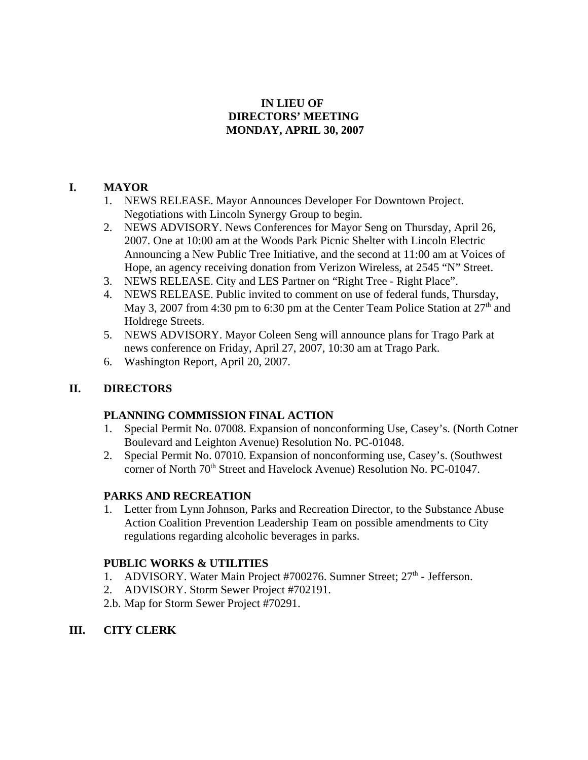**IN LIEU OF**
**DIRECTORS' MEETING**
**MONDAY, APRIL 30, 2007**

## I. MAYOR

1. NEWS RELEASE. Mayor Announces Developer For Downtown Project. Negotiations with Lincoln Synergy Group to begin.
2. NEWS ADVISORY. News Conferences for Mayor Seng on Thursday, April 26, 2007. One at 10:00 am at the Woods Park Picnic Shelter with Lincoln Electric Announcing a New Public Tree Initiative, and the second at 11:00 am at Voices of Hope, an agency receiving donation from Verizon Wireless, at 2545 "N" Street.
3. NEWS RELEASE. City and LES Partner on "Right Tree - Right Place".
4. NEWS RELEASE. Public invited to comment on use of federal funds, Thursday, May 3, 2007 from 4:30 pm to 6:30 pm at the Center Team Police Station at 27th and Holdrege Streets.
5. NEWS ADVISORY. Mayor Coleen Seng will announce plans for Trago Park at news conference on Friday, April 27, 2007, 10:30 am at Trago Park.
6. Washington Report, April 20, 2007.

## II. DIRECTORS

### PLANNING COMMISSION FINAL ACTION

1. Special Permit No. 07008. Expansion of nonconforming Use, Casey's. (North Cotner Boulevard and Leighton Avenue) Resolution No. PC-01048.
2. Special Permit No. 07010. Expansion of nonconforming use, Casey's. (Southwest corner of North 70th Street and Havelock Avenue) Resolution No. PC-01047.

### PARKS AND RECREATION

1. Letter from Lynn Johnson, Parks and Recreation Director, to the Substance Abuse Action Coalition Prevention Leadership Team on possible amendments to City regulations regarding alcoholic beverages in parks.

### PUBLIC WORKS & UTILITIES

1. ADVISORY. Water Main Project #700276. Sumner Street; 27th - Jefferson.
2. ADVISORY. Storm Sewer Project #702191.

2.b. Map for Storm Sewer Project #70291.

## III. CITY CLERK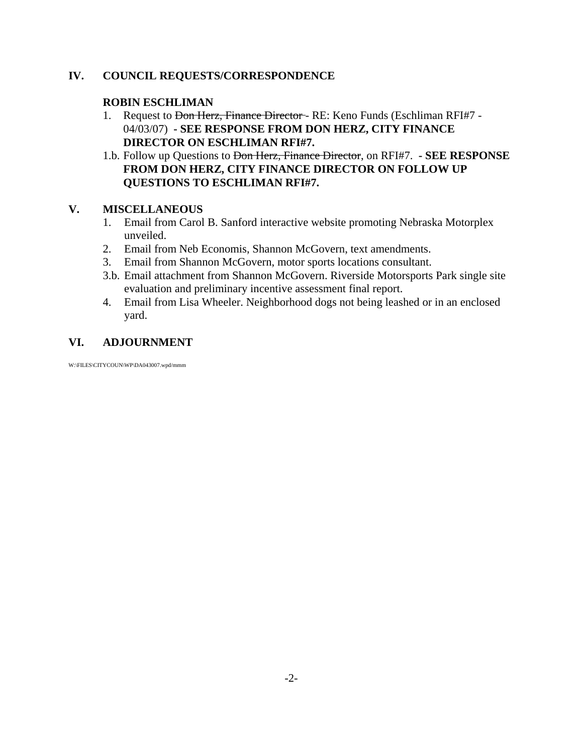## IV. COUNCIL REQUESTS/CORRESPONDENCE

**ROBIN ESCHLIMAN**

1. Request to ~~Don Herz, Finance Director~~ - RE: Keno Funds (Eschliman RFI#7 - 04/03/07) **- SEE RESPONSE FROM DON HERZ, CITY FINANCE DIRECTOR ON ESCHLIMAN RFI#7.**

1.b. Follow up Questions to ~~Don Herz, Finance Director~~, on RFI#7. **- SEE RESPONSE FROM DON HERZ, CITY FINANCE DIRECTOR ON FOLLOW UP QUESTIONS TO ESCHLIMAN RFI#7.**

## V. MISCELLANEOUS

1. Email from Carol B. Sanford interactive website promoting Nebraska Motorplex unveiled.
2. Email from Neb Economis, Shannon McGovern, text amendments.
3. Email from Shannon McGovern, motor sports locations consultant.

3.b. Email attachment from Shannon McGovern. Riverside Motorsports Park single site evaluation and preliminary incentive assessment final report.

4. Email from Lisa Wheeler. Neighborhood dogs not being leashed or in an enclosed yard.

## VI. ADJOURNMENT

W:\FILES\CITYCOUN\WP\DA043007.wpd/mmm